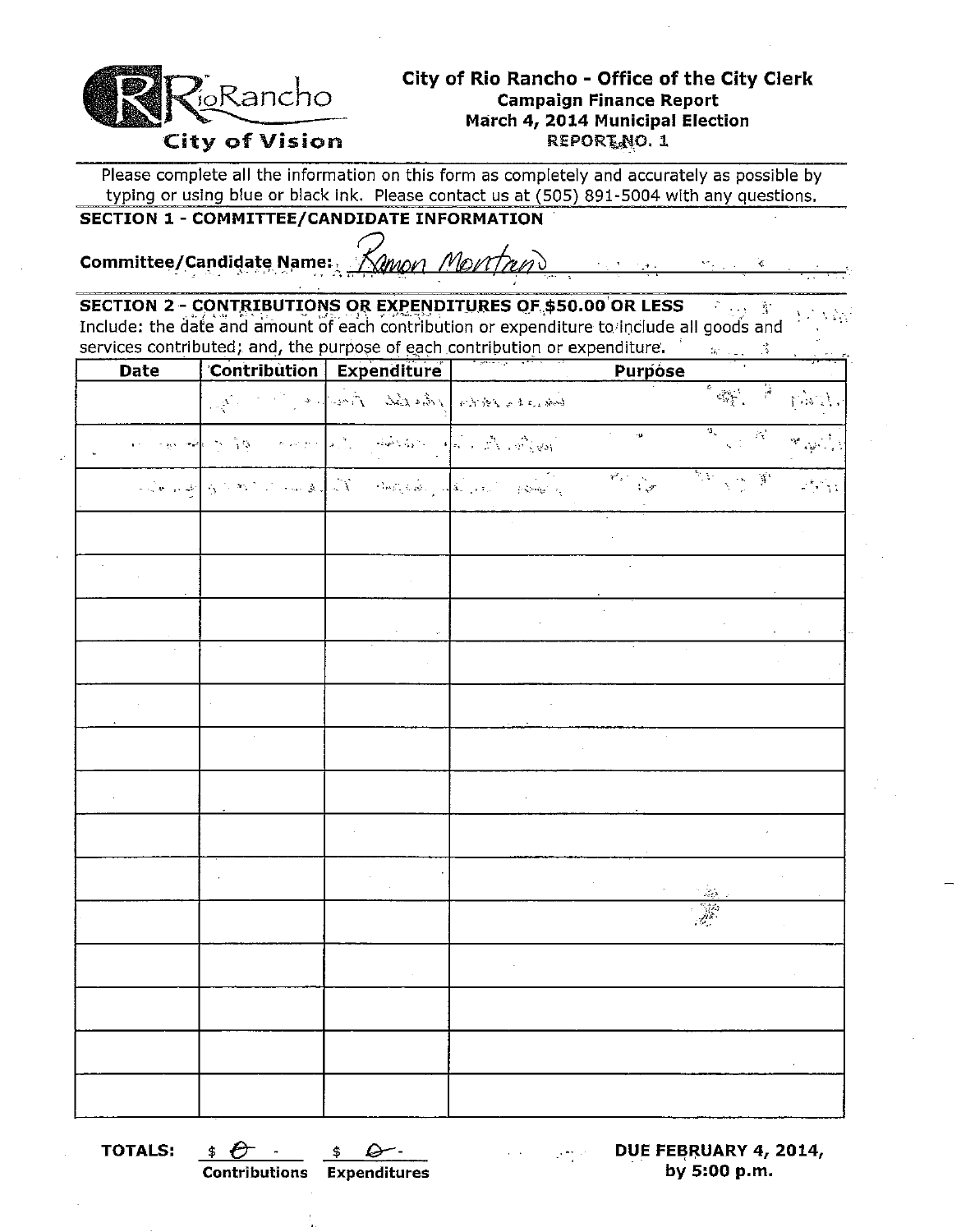# City of Rio Rancho - Office of the City Clerk

**Campaign Finance Report**
**March 4, 2014 Municipal Election**
**REPORT NO. 1**

Please complete all the information on this form as completely and accurately as possible by typing or using blue or black ink. Please contact us at (505) 891-5004 with any questions.

## SECTION 1 - COMMITTEE/CANDIDATE INFORMATION

**Committee/Candidate Name:** Ramon Montaño

## SECTION 2 - CONTRIBUTIONS OR EXPENDITURES OF $50.00 OR LESS

Include: the date and amount of each contribution or expenditure to include all goods and services contributed; and, the purpose of each contribution or expenditure.

| Date | Contribution | Expenditure | Purpose |
|---|---|---|---|
| | | | |
| | | | |
| | | | |
| | | | |
| | | | |
| | | | |
| | | | |
| | | | |
| | | | |
| | | | |
| | | | |
| | | | |
| | | | |
| | | | |
| | | | |
| | | | |
| | | | |

**TOTALS:** $ 0 (Contributions) $ 0 (Expenditures)

**DUE FEBRUARY 4, 2014, by 5:00 p.m.**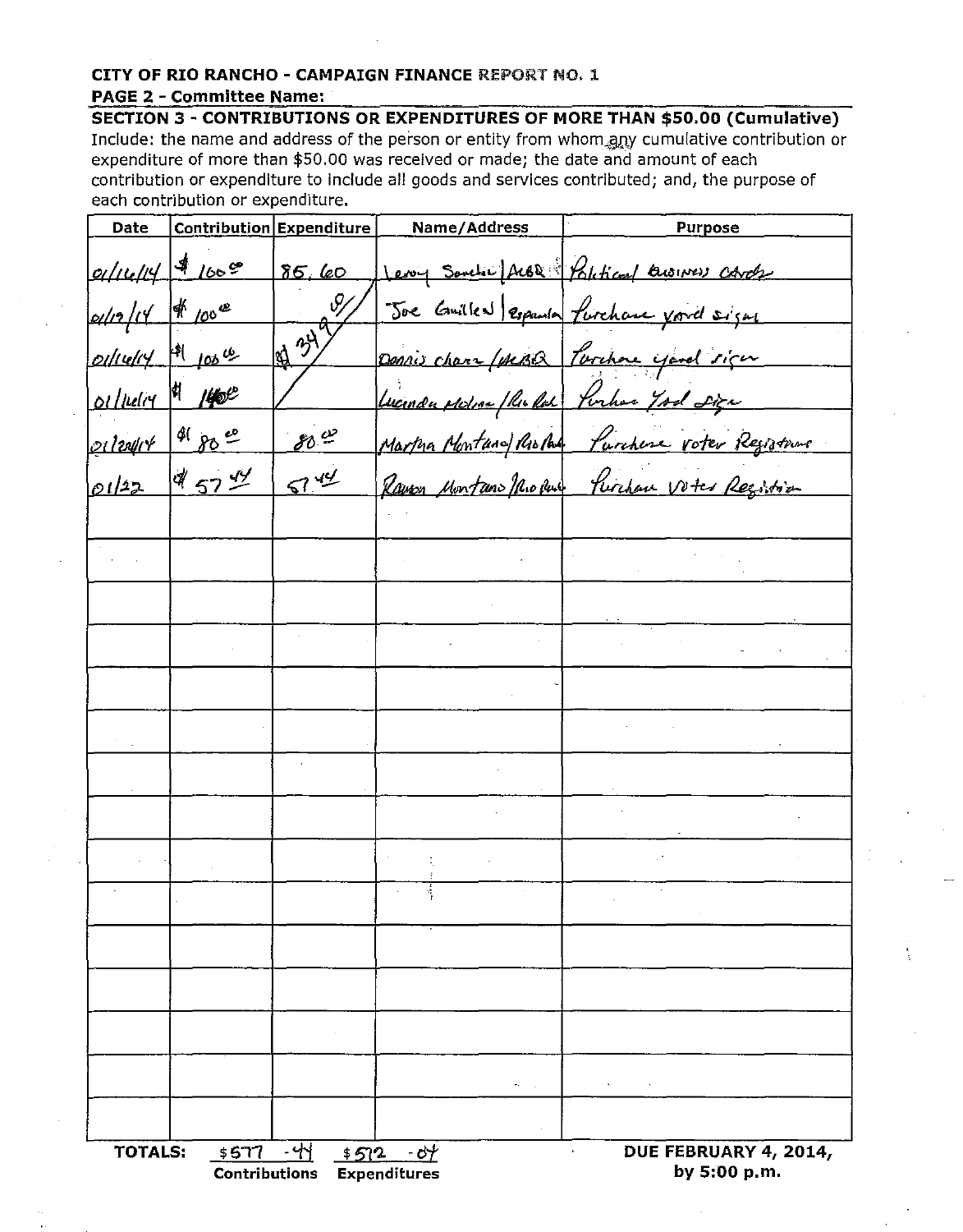**CITY OF RIO RANCHO - CAMPAIGN FINANCE REPORT NO. 1**

**PAGE 2 - Committee Name:**

**SECTION 3 - CONTRIBUTIONS OR EXPENDITURES OF MORE THAN $50.00 (Cumulative)**

Include: the name and address of the person or entity from whom any cumulative contribution or expenditure of more than $50.00 was received or made; the date and amount of each contribution or expenditure to include all goods and services contributed; and, the purpose of each contribution or expenditure.

| Date | Contribution | Expenditure | Name/Address | Purpose |
|---|---|---|---|---|
| 01/16/14 | $ 100.00 | 85.60 | Leroy Sanchez / ABQ | Political business cards |
| 01/19/14 | $ 100.00 | $ 349 | Joe Guillen / Espanola | Purchase yard signs |
| 01/16/14 | $ 100.00 | | Dennis Chavez / ABQ | Purchase yard signs |
| 01/16/14 | $ 100.00 | | Lucinda Molina / Rio Rancho | Purchase yard signs |
| 01/20/14 | $ 80.00 | 80.00 | Martha Montano / Rio Rancho | Purchase voter Registration |
| 01/22 | $ 57.44 | 57.44 | Ramon Montano / Rio Rancho | Purchase voter Registration |
| | | | | |
| | | | | |
| | | | | |
| | | | | |
| | | | | |
| | | | | |
| | | | | |
| | | | | |
| | | | | |
| | | | | |
| | | | | |
| | | | | |
| | | | | |
| | | | | |
| | | | | |
| | | | | |
| | | | | |
| | | | | |
| | | | | |

**TOTALS:** $577.44 Contributions $572.04 Expenditures

**DUE FEBRUARY 4, 2014, by 5:00 p.m.**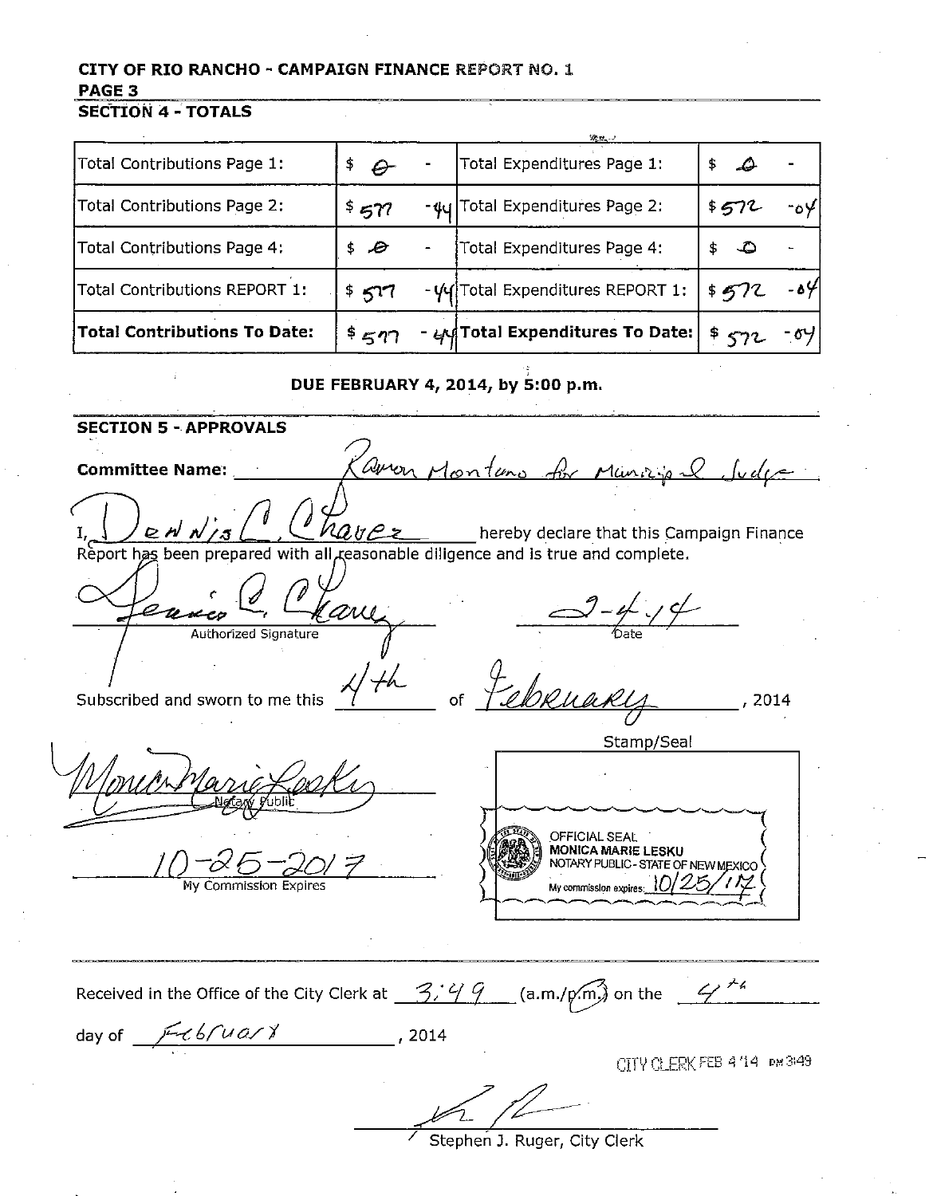## CITY OF RIO RANCHO - CAMPAIGN FINANCE REPORT NO. 1

## PAGE 3

## SECTION 4 - TOTALS

| | | | |
|---|---|---|---|
| Total Contributions Page 1: | $ 0 - | Total Expenditures Page 1: | $ 0 - |
| Total Contributions Page 2: | $ 577 - 44 | Total Expenditures Page 2: | $ 572 - 04 |
| Total Contributions Page 4: | $ 0 - | Total Expenditures Page 4: | $ 0 - |
| Total Contributions REPORT 1: | $ 577 - 44 | Total Expenditures REPORT 1: | $ 572 - 04 |
| **Total Contributions To Date:** | $ 577 - 44 | **Total Expenditures To Date:** | $ 572 - 04 |

**DUE FEBRUARY 4, 2014, by 5:00 p.m.**

## SECTION 5 - APPROVALS

**Committee Name:** Ramon Montano for Municipal Judge

I, Dennis C. Chavez hereby declare that this Campaign Finance Report has been prepared with all reasonable diligence and is true and complete.

[Signature] — Authorized Signature

2-4-14 — Date

Subscribed and sworn to me this 4th of February, 2014

Stamp/Seal

[Signature] — Notary Public

OFFICIAL SEAL
MONICA MARIE LESKU
NOTARY PUBLIC - STATE OF NEW MEXICO
My commission expires: 10/25/17

10-25-2017 — My Commission Expires

Received in the Office of the City Clerk at 3:49 (a.m./p.m.) on the 4th day of February, 2014

CITY CLERK FEB 4 '14 PM 3:49

[Signature]

Stephen J. Ruger, City Clerk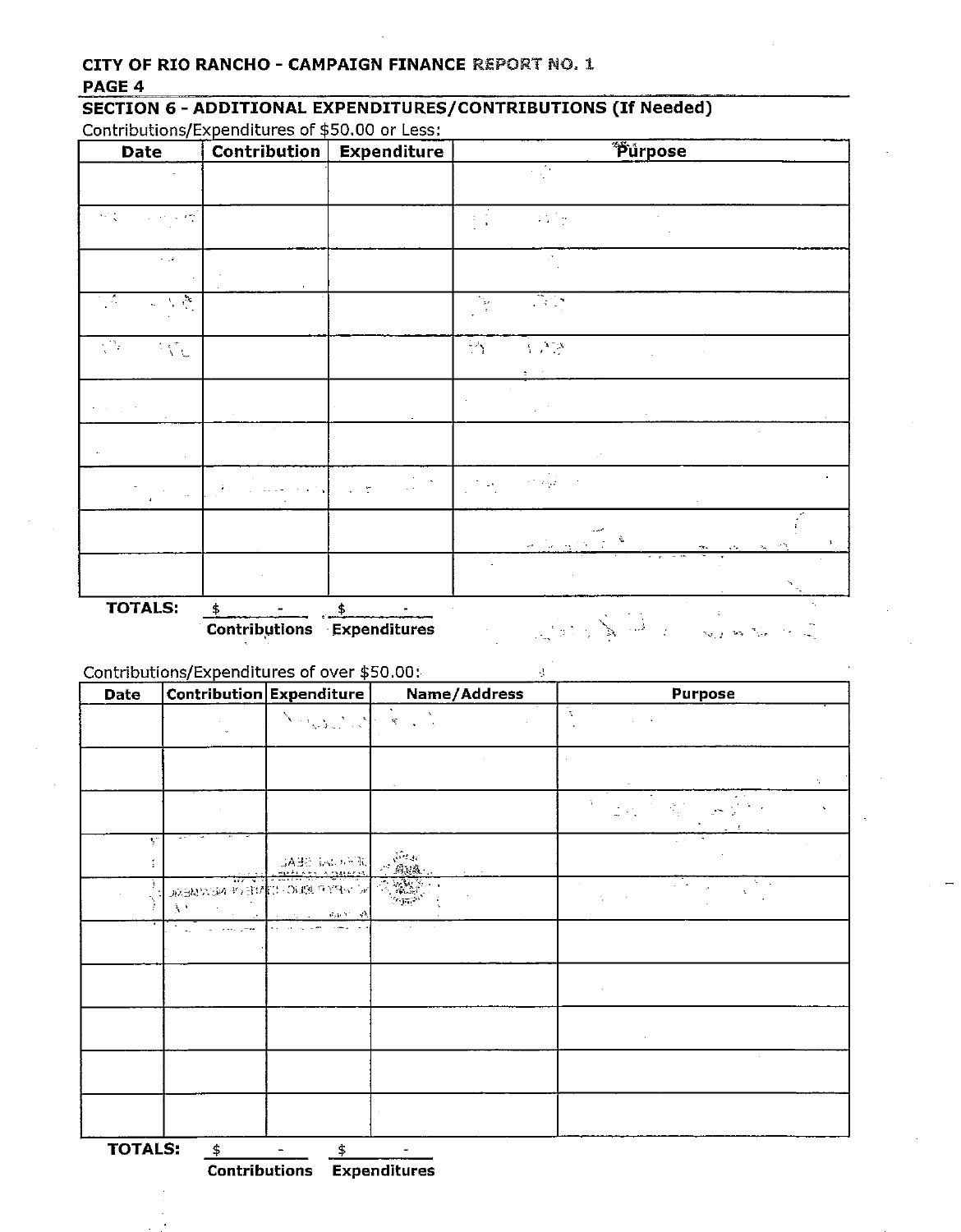CITY OF RIO RANCHO - CAMPAIGN FINANCE REPORT NO. 1

PAGE 4

## SECTION 6 - ADDITIONAL EXPENDITURES/CONTRIBUTIONS (If Needed)

Contributions/Expenditures of $50.00 or Less:

| Date | Contribution | Expenditure | Purpose |
|---|---|---|---|
| | | | |
| | | | |
| | | | |
| | | | |
| | | | |
| | | | |
| | | | |
| | | | |
| | | | |
| | | | |

**TOTALS:** $ - $ -

**Contributions** **Expenditures**

Contributions/Expenditures of over $50.00:

| Date | Contribution | Expenditure | Name/Address | Purpose |
|---|---|---|---|---|
| | | | | |
| | | | | |
| | | | | |
| | | | | |
| | | | | |
| | | | | |
| | | | | |
| | | | | |
| | | | | |
| | | | | |

**TOTALS:** $ - $ -

**Contributions** **Expenditures**